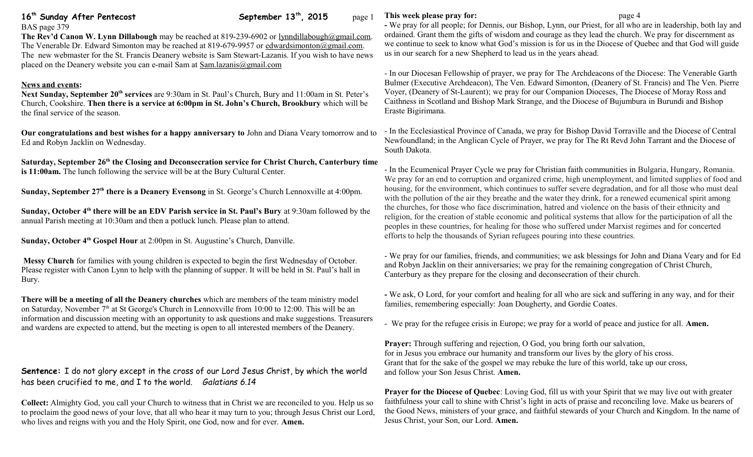# 16th Sunday After Pentecost — September 13th, 2015

BAS page 379

**The Rev'd Canon W. Lynn Dillabaugh** may be reached at 819-239-6902 or lynndillabaugh@gmail.com. The Venerable Dr. Edward Simonton may be reached at 819-679-9957 or edwardsimonton@gmail.com. The new webmaster for the St. Francis Deanery website is Sam Stewart-Lazanis. If you wish to have news placed on the Deanery website you can e-mail Sam at Sam.lazanis@gmail.com

## News and events:

**Next Sunday, September 20th services** are 9:30am in St. Paul's Church, Bury and 11:00am in St. Peter's Church, Cookshire. **Then there is a service at 6:00pm in St. John's Church, Brookbury** which will be the final service of the season.

**Our congratulations and best wishes for a happy anniversary to** John and Diana Veary tomorrow and to Ed and Robyn Jacklin on Wednesday.

**Saturday, September 26th the Closing and Deconsecration service for Christ Church, Canterbury time is 11:00am.** The lunch following the service will be at the Bury Cultural Center.

**Sunday, September 27th there is a Deanery Evensong** in St. George's Church Lennoxville at 4:00pm.

**Sunday, October 4th there will be an EDV Parish service in St. Paul's Bury** at 9:30am followed by the annual Parish meeting at 10:30am and then a potluck lunch. Please plan to attend.

**Sunday, October 4th Gospel Hour** at 2:00pm in St. Augustine's Church, Danville.

**Messy Church** for families with young children is expected to begin the first Wednesday of October. Please register with Canon Lynn to help with the planning of supper. It will be held in St. Paul's hall in Bury.

**There will be a meeting of all the Deanery churches** which are members of the team ministry model on Saturday, November 7th at St George's Church in Lennoxville from 10:00 to 12:00. This will be an information and discussion meeting with an opportunity to ask questions and make suggestions. Treasurers and wardens are expected to attend, but the meeting is open to all interested members of the Deanery.

**Sentence:** I do not glory except in the cross of our Lord Jesus Christ, by which the world has been crucified to me, and I to the world. *Galatians 6.14*

**Collect:** Almighty God, you call your Church to witness that in Christ we are reconciled to you. Help us so to proclaim the good news of your love, that all who hear it may turn to you; through Jesus Christ our Lord, who lives and reigns with you and the Holy Spirit, one God, now and for ever. **Amen.**

## This week please pray for:

- We pray for all people; for Dennis, our Bishop, Lynn, our Priest, for all who are in leadership, both lay and ordained. Grant them the gifts of wisdom and courage as they lead the church. We pray for discernment as we continue to seek to know what God's mission is for us in the Diocese of Quebec and that God will guide us in our search for a new Shepherd to lead us in the years ahead.

- In our Diocesan Fellowship of prayer, we pray for The Archdeacons of the Diocese: The Venerable Garth Bulmer (Executive Archdeacon), The Ven. Edward Simonton, (Deanery of St. Francis) and The Ven. Pierre Voyer, (Deanery of St-Laurent); we pray for our Companion Dioceses, The Diocese of Moray Ross and Caithness in Scotland and Bishop Mark Strange, and the Diocese of Bujumbura in Burundi and Bishop Eraste Bigirimana.

- In the Ecclesiastical Province of Canada, we pray for Bishop David Torraville and the Diocese of Central Newfoundland; in the Anglican Cycle of Prayer, we pray for The Rt Revd John Tarrant and the Diocese of South Dakota.

- In the Ecumenical Prayer Cycle we pray for Christian faith communities in Bulgaria, Hungary, Romania. We pray for an end to corruption and organized crime, high unemployment, and limited supplies of food and housing, for the environment, which continues to suffer severe degradation, and for all those who must deal with the pollution of the air they breathe and the water they drink, for a renewed ecumenical spirit among the churches, for those who face discrimination, hatred and violence on the basis of their ethnicity and religion, for the creation of stable economic and political systems that allow for the participation of all the peoples in these countries, for healing for those who suffered under Marxist regimes and for concerted efforts to help the thousands of Syrian refugees pouring into these countries.

- We pray for our families, friends, and communities; we ask blessings for John and Diana Veary and for Ed and Robyn Jacklin on their anniversaries; we pray for the remaining congregation of Christ Church, Canterbury as they prepare for the closing and deconsecration of their church.

- We ask, O Lord, for your comfort and healing for all who are sick and suffering in any way, and for their families, remembering especially: Joan Dougherty, and Gordie Coates.

- We pray for the refugee crisis in Europe; we pray for a world of peace and justice for all. **Amen.**

**Prayer:** Through suffering and rejection, O God, you bring forth our salvation,
for in Jesus you embrace our humanity and transform our lives by the glory of his cross.
Grant that for the sake of the gospel we may rebuke the lure of this world, take up our cross,
and follow your Son Jesus Christ. **Amen.**

**Prayer for the Diocese of Quebec**: Loving God, fill us with your Spirit that we may live out with greater faithfulness your call to shine with Christ's light in acts of praise and reconciling love. Make us bearers of the Good News, ministers of your grace, and faithful stewards of your Church and Kingdom. In the name of Jesus Christ, your Son, our Lord. **Amen.**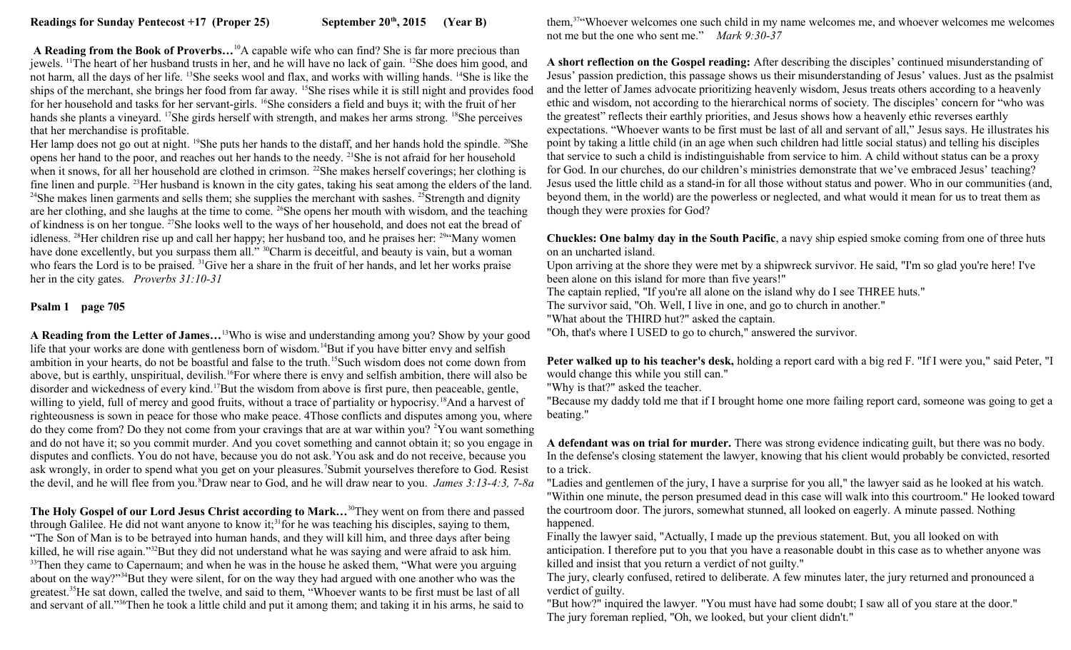**Readings for Sunday Pentecost +17 (Proper 25) September 20th, 2015 (Year B)**

**A Reading from the Book of Proverbs…**[10]A capable wife who can find? She is far more precious than jewels. [11]The heart of her husband trusts in her, and he will have no lack of gain. [12]She does him good, and not harm, all the days of her life. [13]She seeks wool and flax, and works with willing hands. [14]She is like the ships of the merchant, she brings her food from far away. [15]She rises while it is still night and provides food for her household and tasks for her servant-girls. [16]She considers a field and buys it; with the fruit of her hands she plants a vineyard. [17]She girds herself with strength, and makes her arms strong. [18]She perceives that her merchandise is profitable.
Her lamp does not go out at night. [19]She puts her hands to the distaff, and her hands hold the spindle. [20]She opens her hand to the poor, and reaches out her hands to the needy. [21]She is not afraid for her household when it snows, for all her household are clothed in crimson. [22]She makes herself coverings; her clothing is fine linen and purple. [23]Her husband is known in the city gates, taking his seat among the elders of the land. [24]She makes linen garments and sells them; she supplies the merchant with sashes. [25]Strength and dignity are her clothing, and she laughs at the time to come. [26]She opens her mouth with wisdom, and the teaching of kindness is on her tongue. [27]She looks well to the ways of her household, and does not eat the bread of idleness. [28]Her children rise up and call her happy; her husband too, and he praises her: [29]"Many women have done excellently, but you surpass them all." [30]Charm is deceitful, and beauty is vain, but a woman who fears the Lord is to be praised. [31]Give her a share in the fruit of her hands, and let her works praise her in the city gates. *Proverbs 31:10-31*

**Psalm 1 page 705**

**A Reading from the Letter of James…**[13]Who is wise and understanding among you? Show by your good life that your works are done with gentleness born of wisdom.[14]But if you have bitter envy and selfish ambition in your hearts, do not be boastful and false to the truth.[15]Such wisdom does not come down from above, but is earthly, unspiritual, devilish.[16]For where there is envy and selfish ambition, there will also be disorder and wickedness of every kind.[17]But the wisdom from above is first pure, then peaceable, gentle, willing to yield, full of mercy and good fruits, without a trace of partiality or hypocrisy.[18]And a harvest of righteousness is sown in peace for those who make peace. 4Those conflicts and disputes among you, where do they come from? Do they not come from your cravings that are at war within you? [2]You want something and do not have it; so you commit murder. And you covet something and cannot obtain it; so you engage in disputes and conflicts. You do not have, because you do not ask.[3]You ask and do not receive, because you ask wrongly, in order to spend what you get on your pleasures.[7]Submit yourselves therefore to God. Resist the devil, and he will flee from you.[8]Draw near to God, and he will draw near to you. *James 3:13-4:3, 7-8a*

**The Holy Gospel of our Lord Jesus Christ according to Mark…**[30]They went on from there and passed through Galilee. He did not want anyone to know it;[31]for he was teaching his disciples, saying to them, "The Son of Man is to be betrayed into human hands, and they will kill him, and three days after being killed, he will rise again."[32]But they did not understand what he was saying and were afraid to ask him. [33]Then they came to Capernaum; and when he was in the house he asked them, "What were you arguing about on the way?"[34]But they were silent, for on the way they had argued with one another who was the greatest.[35]He sat down, called the twelve, and said to them, "Whoever wants to be first must be last of all and servant of all."[36]Then he took a little child and put it among them; and taking it in his arms, he said to them,[37]"Whoever welcomes one such child in my name welcomes me, and whoever welcomes me welcomes not me but the one who sent me." *Mark 9:30-37*

**A short reflection on the Gospel reading:** After describing the disciples' continued misunderstanding of Jesus' passion prediction, this passage shows us their misunderstanding of Jesus' values. Just as the psalmist and the letter of James advocate prioritizing heavenly wisdom, Jesus treats others according to a heavenly ethic and wisdom, not according to the hierarchical norms of society. The disciples' concern for "who was the greatest" reflects their earthly priorities, and Jesus shows how a heavenly ethic reverses earthly expectations. "Whoever wants to be first must be last of all and servant of all," Jesus says. He illustrates his point by taking a little child (in an age when such children had little social status) and telling his disciples that service to such a child is indistinguishable from service to him. A child without status can be a proxy for God. In our churches, do our children's ministries demonstrate that we've embraced Jesus' teaching? Jesus used the little child as a stand-in for all those without status and power. Who in our communities (and, beyond them, in the world) are the powerless or neglected, and what would it mean for us to treat them as though they were proxies for God?

**Chuckles: One balmy day in the South Pacific**, a navy ship espied smoke coming from one of three huts on an uncharted island.
Upon arriving at the shore they were met by a shipwreck survivor. He said, "I'm so glad you're here! I've been alone on this island for more than five years!"
The captain replied, "If you're all alone on the island why do I see THREE huts."
The survivor said, "Oh. Well, I live in one, and go to church in another."
"What about the THIRD hut?" asked the captain.
"Oh, that's where I USED to go to church," answered the survivor.

**Peter walked up to his teacher's desk,** holding a report card with a big red F. "If I were you," said Peter, "I would change this while you still can."
"Why is that?" asked the teacher.
"Because my daddy told me that if I brought home one more failing report card, someone was going to get a beating."

**A defendant was on trial for murder.** There was strong evidence indicating guilt, but there was no body. In the defense's closing statement the lawyer, knowing that his client would probably be convicted, resorted to a trick.
"Ladies and gentlemen of the jury, I have a surprise for you all," the lawyer said as he looked at his watch. "Within one minute, the person presumed dead in this case will walk into this courtroom." He looked toward the courtroom door. The jurors, somewhat stunned, all looked on eagerly. A minute passed. Nothing happened.
Finally the lawyer said, "Actually, I made up the previous statement. But, you all looked on with anticipation. I therefore put to you that you have a reasonable doubt in this case as to whether anyone was killed and insist that you return a verdict of not guilty."
The jury, clearly confused, retired to deliberate. A few minutes later, the jury returned and pronounced a verdict of guilty.
"But how?" inquired the lawyer. "You must have had some doubt; I saw all of you stare at the door."
The jury foreman replied, "Oh, we looked, but your client didn't."